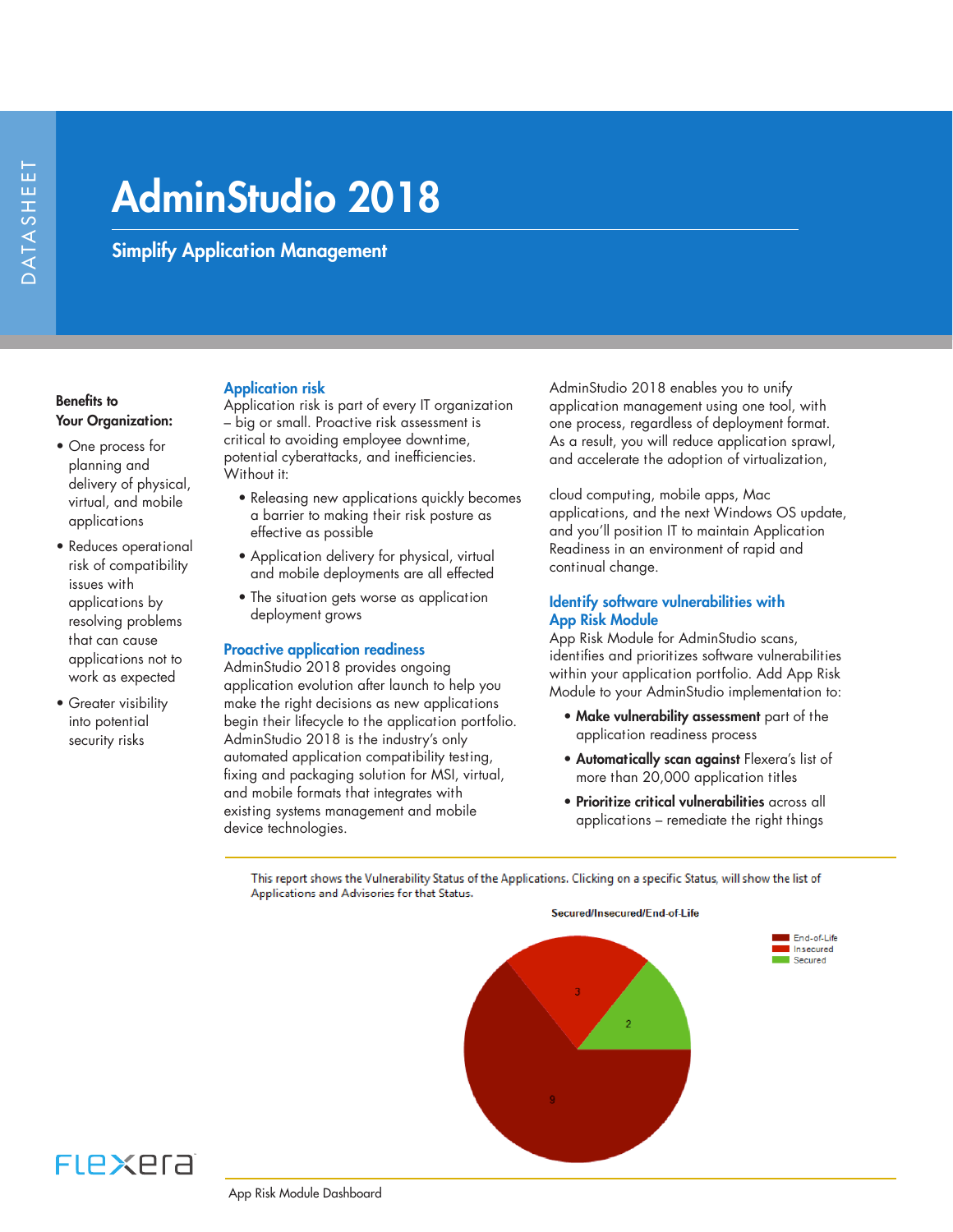DATASHEET

# AdminStudio 2018

## Simplify Application Management

**Benefits to Your Organization:**

- One process for planning and delivery of physical, virtual, and mobile applications
- Reduces operational risk of compatibility issues with applications by resolving problems that can cause applications not to work as expected
- Greater visibility into potential security risks

### Application risk

Application risk is part of every IT organization – big or small. Proactive risk assessment is critical to avoiding employee downtime, potential cyberattacks, and inefficiencies. Without it:

- Releasing new applications quickly becomes a barrier to making their risk posture as effective as possible
- Application delivery for physical, virtual and mobile deployments are all effected
- The situation gets worse as application deployment grows

### Proactive application readiness

AdminStudio 2018 provides ongoing application evolution after launch to help you make the right decisions as new applications begin their lifecycle to the application portfolio. AdminStudio 2018 is the industry's only automated application compatibility testing, fixing and packaging solution for MSI, virtual, and mobile formats that integrates with existing systems management and mobile device technologies.

AdminStudio 2018 enables you to unify application management using one tool, with one process, regardless of deployment format. As a result, you will reduce application sprawl, and accelerate the adoption of virtualization, cloud computing, mobile apps, Mac applications, and the next Windows OS update, and you'll position IT to maintain Application Readiness in an environment of rapid and continual change.

### Identify software vulnerabilities with App Risk Module

App Risk Module for AdminStudio scans, identifies and prioritizes software vulnerabilities within your application portfolio. Add App Risk Module to your AdminStudio implementation to:

- **Make vulnerability assessment** part of the application readiness process
- **Automatically scan against** Flexera's list of more than 20,000 application titles
- **Prioritize critical vulnerabilities** across all applications – remediate the right things

This report shows the Vulnerability Status of the Applications. Clicking on a specific Status, will show the list of Applications and Advisories for that Status.

Secured/Insecured/End-of-Life

| Status | Count |
|---|---|
| End-of-Life | 9 |
| Insecured | 3 |
| Secured | 2 |

App Risk Module Dashboard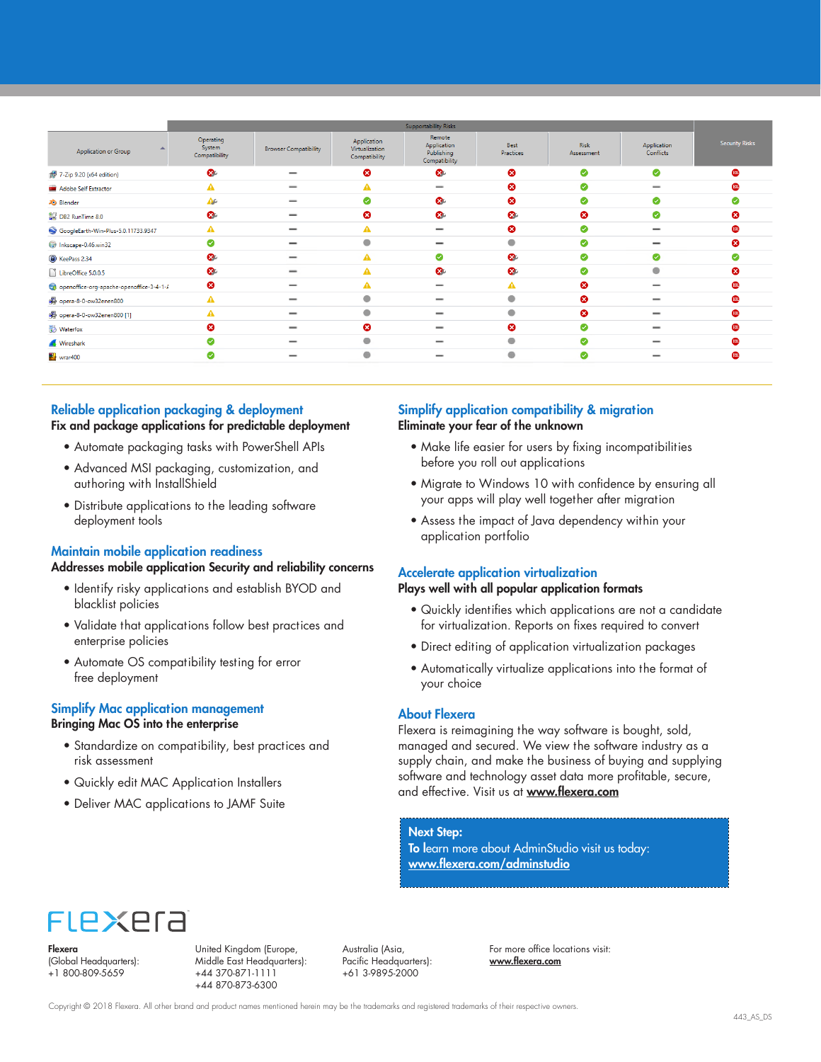| Application or Group | Supportability Risks | | | | | | | Security Risks |
|---|---|---|---|---|---|---|---|---|
| | Operating System Compatibility | Browser Compatibility | Application Virtualization Compatibility | Remote Application Publishing Compatibility | Best Practices | Risk Assessment | Application Conflicts | |
| 7-Zip 9.20 (x64 edition) | ✗ | — | ✗ | ✗ | ✗ | ✓ | ✓ | ✗ |
| Adobe Self Extractor | ⚠ | — | ⚠ | — | ✗ | ✓ | — | ✗ |
| Blender | ⚠ | — | ✓ | ✗ | ✗ | ✓ | ✓ | ✓ |
| DB2 RunTime 8.0 | ✗ | — | ✗ | ✗ | ✗ | ✗ | ✓ | ✗ |
| GoogleEarth-Win-Plus-5.0.11733.9347 | ⚠ | — | ⚠ | — | ✗ | ✓ | — | ✗ |
| Inkscape-0.46.win32 | ✓ | — | ● | — | ● | ✓ | — | ✗ |
| KeePass 2.34 | ✗ | — | ⚠ | ✓ | ✗ | ✓ | ✓ | ✓ |
| LibreOffice 5.0.0.5 | ✗ | — | ⚠ | ✗ | ✗ | ✓ | ● | ✗ |
| openoffice-org-apache-openoffice-3-4-1-( | ✗ | — | ⚠ | — | ⚠ | ✗ | — | ✗ |
| opera-8-0-ow32enen800 | ⚠ | — | ● | — | ● | ✗ | — | ✗ |
| opera-8-0-ow32enen800 [1] | ⚠ | — | ● | — | ● | ✗ | — | ✗ |
| Waterfox | ✗ | — | ✗ | — | ✗ | ✓ | — | ✗ |
| Wireshark | ✓ | — | ● | — | ● | ✓ | — | ✗ |
| wrar400 | ✓ | — | ● | — | ● | ✓ | — | ✗ |

## Reliable application packaging & deployment

**Fix and package applications for predictable deployment**

- Automate packaging tasks with PowerShell APIs
- Advanced MSI packaging, customization, and authoring with InstallShield
- Distribute applications to the leading software deployment tools

## Maintain mobile application readiness

**Addresses mobile application Security and reliability concerns**

- Identify risky applications and establish BYOD and blacklist policies
- Validate that applications follow best practices and enterprise policies
- Automate OS compatibility testing for error free deployment

## Simplify Mac application management

**Bringing Mac OS into the enterprise**

- Standardize on compatibility, best practices and risk assessment
- Quickly edit MAC Application Installers
- Deliver MAC applications to JAMF Suite

## Simplify application compatibility & migration

**Eliminate your fear of the unknown**

- Make life easier for users by fixing incompatibilities before you roll out applications
- Migrate to Windows 10 with confidence by ensuring all your apps will play well together after migration
- Assess the impact of Java dependency within your application portfolio

## Accelerate application virtualization

**Plays well with all popular application formats**

- Quickly identifies which applications are not a candidate for virtualization. Reports on fixes required to convert
- Direct editing of application virtualization packages
- Automatically virtualize applications into the format of your choice

## About Flexera

Flexera is reimagining the way software is bought, sold, managed and secured. We view the software industry as a supply chain, and make the business of buying and supplying software and technology asset data more profitable, secure, and effective. Visit us at **www.flexera.com**

**Next Step:**
**To learn more about AdminStudio visit us today:**
**www.flexera.com/adminstudio**

FLEXERA

**Flexera**
(Global Headquarters):
+1 800-809-5659

United Kingdom (Europe, Middle East Headquarters):
+44 370-871-1111
+44 870-873-6300

Australia (Asia, Pacific Headquarters):
+61 3-9895-2000

For more office locations visit:
**www.flexera.com**

Copyright © 2018 Flexera. All other brand and product names mentioned herein may be the trademarks and registered trademarks of their respective owners.

443_AS_DS